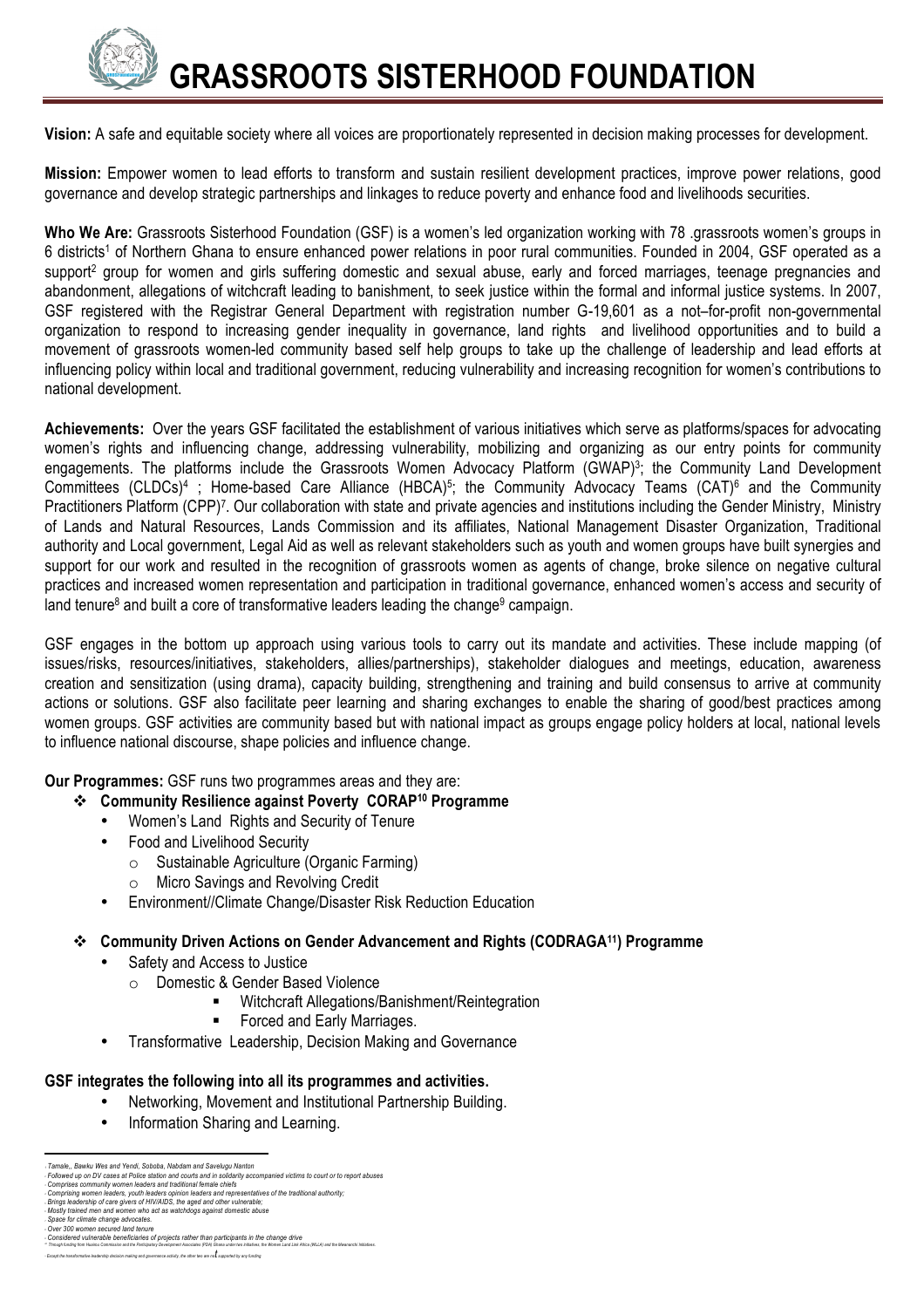# GRASSROOTS SISTERHOOD FOUNDATION

**Vision:** A safe and equitable society where all voices are proportionately represented in decision making processes for development.

**Mission:** Empower women to lead efforts to transform and sustain resilient development practices, improve power relations, good governance and develop strategic partnerships and linkages to reduce poverty and enhance food and livelihoods securities.

**Who We Are:** Grassroots Sisterhood Foundation (GSF) is a women's led organization working with 78 .grassroots women's groups in 6 districts[1] of Northern Ghana to ensure enhanced power relations in poor rural communities. Founded in 2004, GSF operated as a support[2] group for women and girls suffering domestic and sexual abuse, early and forced marriages, teenage pregnancies and abandonment, allegations of witchcraft leading to banishment, to seek justice within the formal and informal justice systems. In 2007, GSF registered with the Registrar General Department with registration number G-19,601 as a not–for-profit non-governmental organization to respond to increasing gender inequality in governance, land rights and livelihood opportunities and to build a movement of grassroots women-led community based self help groups to take up the challenge of leadership and lead efforts at influencing policy within local and traditional government, reducing vulnerability and increasing recognition for women's contributions to national development.

**Achievements:** Over the years GSF facilitated the establishment of various initiatives which serve as platforms/spaces for advocating women's rights and influencing change, addressing vulnerability, mobilizing and organizing as our entry points for community engagements. The platforms include the Grassroots Women Advocacy Platform (GWAP)[3]; the Community Land Development Committees (CLDCs)[4] ; Home-based Care Alliance (HBCA)[5]; the Community Advocacy Teams (CAT)[6] and the Community Practitioners Platform (CPP)[7]. Our collaboration with state and private agencies and institutions including the Gender Ministry, Ministry of Lands and Natural Resources, Lands Commission and its affiliates, National Management Disaster Organization, Traditional authority and Local government, Legal Aid as well as relevant stakeholders such as youth and women groups have built synergies and support for our work and resulted in the recognition of grassroots women as agents of change, broke silence on negative cultural practices and increased women representation and participation in traditional governance, enhanced women's access and security of land tenure[8] and built a core of transformative leaders leading the change[9] campaign.

GSF engages in the bottom up approach using various tools to carry out its mandate and activities. These include mapping (of issues/risks, resources/initiatives, stakeholders, allies/partnerships), stakeholder dialogues and meetings, education, awareness creation and sensitization (using drama), capacity building, strengthening and training and build consensus to arrive at community actions or solutions. GSF also facilitate peer learning and sharing exchanges to enable the sharing of good/best practices among women groups. GSF activities are community based but with national impact as groups engage policy holders at local, national levels to influence national discourse, shape policies and influence change.

**Our Programmes:** GSF runs two programmes areas and they are:

- **Community Resilience against Poverty CORAP[10] Programme**
  - Women's Land Rights and Security of Tenure
  - Food and Livelihood Security
    - Sustainable Agriculture (Organic Farming)
    - Micro Savings and Revolving Credit
  - Environment//Climate Change/Disaster Risk Reduction Education

- **Community Driven Actions on Gender Advancement and Rights (CODRAGA[11]) Programme**
  - Safety and Access to Justice
    - Domestic & Gender Based Violence
      - Witchcraft Allegations/Banishment/Reintegration
      - Forced and Early Marriages.
  - Transformative Leadership, Decision Making and Governance

**GSF integrates the following into all its programmes and activities.**

- Networking, Movement and Institutional Partnership Building.
- Information Sharing and Learning.

---

[1] *Tamale,, Bawku Wes and Yendi, Soboba, Nabdam and Savelugu Nanton*
[2] *Followed up on DV cases at Police station and courts and in solidarity accompanied victims to court or to report abuses*
[3] *Comprises community women leaders and traditional female chiefs*
[4] *Comprising women leaders, youth leaders opinion leaders and representatives of the traditional authority;*
[5] *Brings leadership of care givers of HIV/AIDS, the aged and other vulnerable;*
[6] *Mostly trained men and women who act as watchdogs against domestic abuse*
[7] *Space for climate change advocates.*
[8] *Over 300 women secured land tenure*
[9] *Considered vulnerable beneficiaries of projects rather than participants in the change drive*
[10] *Through funding from Huairou Commission and the Participatory Development Associates (PDA) Ghana under two initiatives, the Women Land Link Africa (WLLA) and the Mwananchi Initiatives.*
[11] *Except the transformative leadership decision making and governance activity, the other two are not supported by any funding*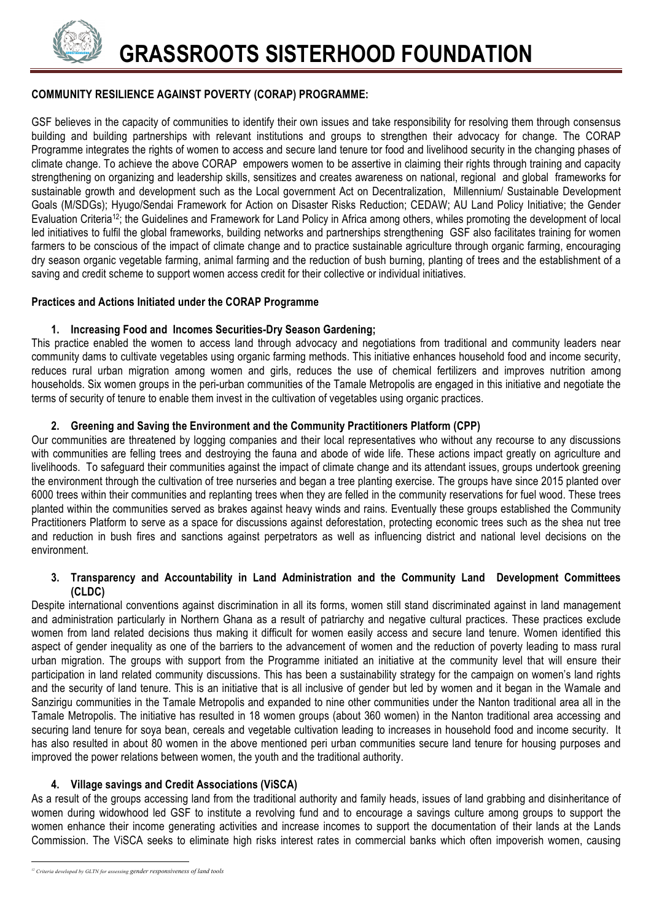# GRASSROOTS SISTERHOOD FOUNDATION

**COMMUNITY RESILIENCE AGAINST POVERTY (CORAP) PROGRAMME:**

GSF believes in the capacity of communities to identify their own issues and take responsibility for resolving them through consensus building and building partnerships with relevant institutions and groups to strengthen their advocacy for change. The CORAP Programme integrates the rights of women to access and secure land tenure tor food and livelihood security in the changing phases of climate change. To achieve the above CORAP empowers women to be assertive in claiming their rights through training and capacity strengthening on organizing and leadership skills, sensitizes and creates awareness on national, regional and global frameworks for sustainable growth and development such as the Local government Act on Decentralization, Millennium/ Sustainable Development Goals (M/SDGs); Hyugo/Sendai Framework for Action on Disaster Risks Reduction; CEDAW; AU Land Policy Initiative; the Gender Evaluation Criteria[12]; the Guidelines and Framework for Land Policy in Africa among others, whiles promoting the development of local led initiatives to fulfil the global frameworks, building networks and partnerships strengthening GSF also facilitates training for women farmers to be conscious of the impact of climate change and to practice sustainable agriculture through organic farming, encouraging dry season organic vegetable farming, animal farming and the reduction of bush burning, planting of trees and the establishment of a saving and credit scheme to support women access credit for their collective or individual initiatives.

**Practices and Actions Initiated under the CORAP Programme**

**1. Increasing Food and Incomes Securities-Dry Season Gardening;**

This practice enabled the women to access land through advocacy and negotiations from traditional and community leaders near community dams to cultivate vegetables using organic farming methods. This initiative enhances household food and income security, reduces rural urban migration among women and girls, reduces the use of chemical fertilizers and improves nutrition among households. Six women groups in the peri-urban communities of the Tamale Metropolis are engaged in this initiative and negotiate the terms of security of tenure to enable them invest in the cultivation of vegetables using organic practices.

**2. Greening and Saving the Environment and the Community Practitioners Platform (CPP)**

Our communities are threatened by logging companies and their local representatives who without any recourse to any discussions with communities are felling trees and destroying the fauna and abode of wide life. These actions impact greatly on agriculture and livelihoods. To safeguard their communities against the impact of climate change and its attendant issues, groups undertook greening the environment through the cultivation of tree nurseries and began a tree planting exercise. The groups have since 2015 planted over 6000 trees within their communities and replanting trees when they are felled in the community reservations for fuel wood. These trees planted within the communities served as brakes against heavy winds and rains. Eventually these groups established the Community Practitioners Platform to serve as a space for discussions against deforestation, protecting economic trees such as the shea nut tree and reduction in bush fires and sanctions against perpetrators as well as influencing district and national level decisions on the environment.

**3. Transparency and Accountability in Land Administration and the Community Land Development Committees (CLDC)**

Despite international conventions against discrimination in all its forms, women still stand discriminated against in land management and administration particularly in Northern Ghana as a result of patriarchy and negative cultural practices. These practices exclude women from land related decisions thus making it difficult for women easily access and secure land tenure. Women identified this aspect of gender inequality as one of the barriers to the advancement of women and the reduction of poverty leading to mass rural urban migration. The groups with support from the Programme initiated an initiative at the community level that will ensure their participation in land related community discussions. This has been a sustainability strategy for the campaign on women's land rights and the security of land tenure. This is an initiative that is all inclusive of gender but led by women and it began in the Wamale and Sanzirigu communities in the Tamale Metropolis and expanded to nine other communities under the Nanton traditional area all in the Tamale Metropolis. The initiative has resulted in 18 women groups (about 360 women) in the Nanton traditional area accessing and securing land tenure for soya bean, cereals and vegetable cultivation leading to increases in household food and income security. It has also resulted in about 80 women in the above mentioned peri urban communities secure land tenure for housing purposes and improved the power relations between women, the youth and the traditional authority.

**4. Village savings and Credit Associations (ViSCA)**

As a result of the groups accessing land from the traditional authority and family heads, issues of land grabbing and disinheritance of women during widowhood led GSF to institute a revolving fund and to encourage a savings culture among groups to support the women enhance their income generating activities and increase incomes to support the documentation of their lands at the Lands Commission. The ViSCA seeks to eliminate high risks interest rates in commercial banks which often impoverish women, causing

---

[12] *Criteria developed by GLTN for assessing gender responsiveness of land tools*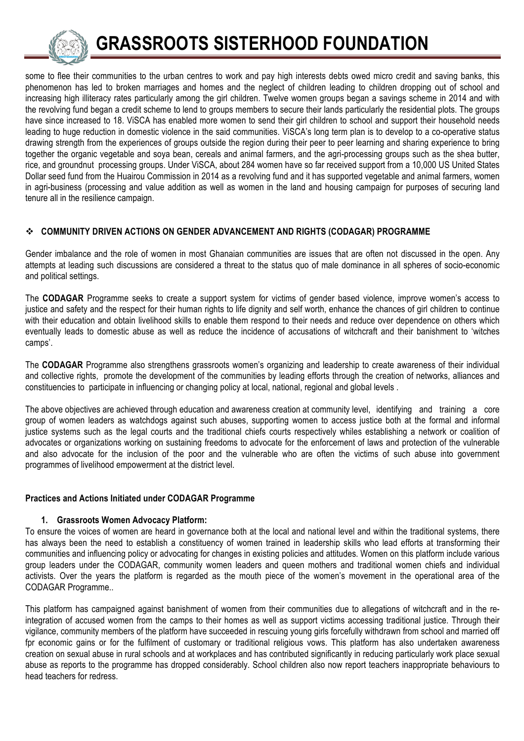some to flee their communities to the urban centres to work and pay high interests debts owed micro credit and saving banks, this phenomenon has led to broken marriages and homes and the neglect of children leading to children dropping out of school and increasing high illiteracy rates particularly among the girl children. Twelve women groups began a savings scheme in 2014 and with the revolving fund began a credit scheme to lend to groups members to secure their lands particularly the residential plots. The groups have since increased to 18. ViSCA has enabled more women to send their girl children to school and support their household needs leading to huge reduction in domestic violence in the said communities. ViSCA's long term plan is to develop to a co-operative status drawing strength from the experiences of groups outside the region during their peer to peer learning and sharing experience to bring together the organic vegetable and soya bean, cereals and animal farmers, and the agri-processing groups such as the shea butter, rice, and groundnut processing groups. Under ViSCA, about 284 women have so far received support from a 10,000 US United States Dollar seed fund from the Huairou Commission in 2014 as a revolving fund and it has supported vegetable and animal farmers, women in agri-business (processing and value addition as well as women in the land and housing campaign for purposes of securing land tenure all in the resilience campaign.

## ❖ COMMUNITY DRIVEN ACTIONS ON GENDER ADVANCEMENT AND RIGHTS (CODAGAR) PROGRAMME

Gender imbalance and the role of women in most Ghanaian communities are issues that are often not discussed in the open. Any attempts at leading such discussions are considered a threat to the status quo of male dominance in all spheres of socio-economic and political settings.

The **CODAGAR** Programme seeks to create a support system for victims of gender based violence, improve women's access to justice and safety and the respect for their human rights to life dignity and self worth, enhance the chances of girl children to continue with their education and obtain livelihood skills to enable them respond to their needs and reduce over dependence on others which eventually leads to domestic abuse as well as reduce the incidence of accusations of witchcraft and their banishment to 'witches camps'.

The **CODAGAR** Programme also strengthens grassroots women's organizing and leadership to create awareness of their individual and collective rights, promote the development of the communities by leading efforts through the creation of networks, alliances and constituencies to participate in influencing or changing policy at local, national, regional and global levels .

The above objectives are achieved through education and awareness creation at community level, identifying and training a core group of women leaders as watchdogs against such abuses, supporting women to access justice both at the formal and informal justice systems such as the legal courts and the traditional chiefs courts respectively whiles establishing a network or coalition of advocates or organizations working on sustaining freedoms to advocate for the enforcement of laws and protection of the vulnerable and also advocate for the inclusion of the poor and the vulnerable who are often the victims of such abuse into government programmes of livelihood empowerment at the district level.

### Practices and Actions Initiated under CODAGAR Programme

**1. Grassroots Women Advocacy Platform:**

To ensure the voices of women are heard in governance both at the local and national level and within the traditional systems, there has always been the need to establish a constituency of women trained in leadership skills who lead efforts at transforming their communities and influencing policy or advocating for changes in existing policies and attitudes. Women on this platform include various group leaders under the CODAGAR, community women leaders and queen mothers and traditional women chiefs and individual activists. Over the years the platform is regarded as the mouth piece of the women's movement in the operational area of the CODAGAR Programme..

This platform has campaigned against banishment of women from their communities due to allegations of witchcraft and in the re-integration of accused women from the camps to their homes as well as support victims accessing traditional justice. Through their vigilance, community members of the platform have succeeded in rescuing young girls forcefully withdrawn from school and married off fpr economic gains or for the fulfilment of customary or traditional religious vows. This platform has also undertaken awareness creation on sexual abuse in rural schools and at workplaces and has contributed significantly in reducing particularly work place sexual abuse as reports to the programme has dropped considerably. School children also now report teachers inappropriate behaviours to head teachers for redress.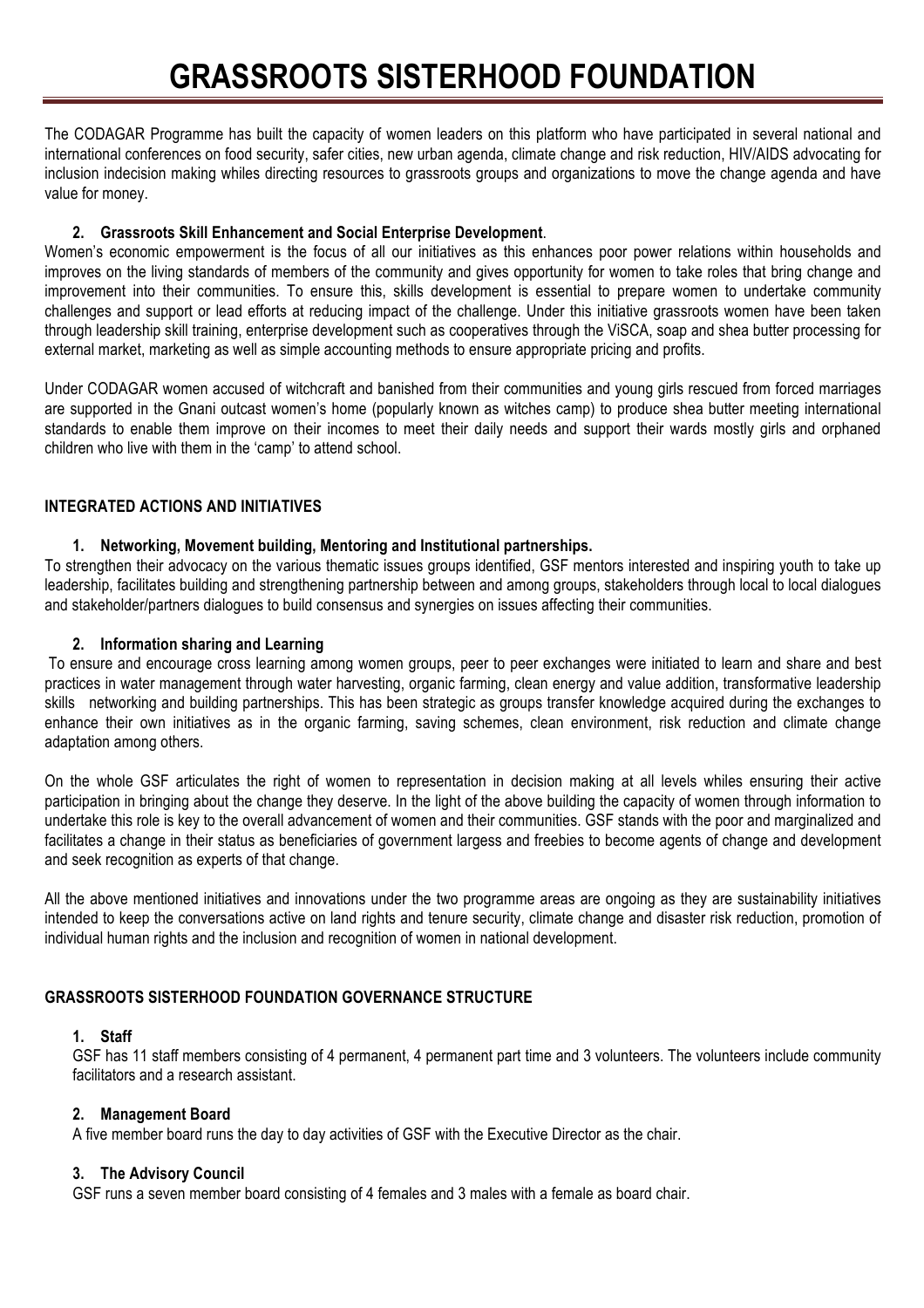# GRASSROOTS SISTERHOOD FOUNDATION

The CODAGAR Programme has built the capacity of women leaders on this platform who have participated in several national and international conferences on food security, safer cities, new urban agenda, climate change and risk reduction, HIV/AIDS advocating for inclusion indecision making whiles directing resources to grassroots groups and organizations to move the change agenda and have value for money.

2. **Grassroots Skill Enhancement and Social Enterprise Development**.

Women's economic empowerment is the focus of all our initiatives as this enhances poor power relations within households and improves on the living standards of members of the community and gives opportunity for women to take roles that bring change and improvement into their communities. To ensure this, skills development is essential to prepare women to undertake community challenges and support or lead efforts at reducing impact of the challenge. Under this initiative grassroots women have been taken through leadership skill training, enterprise development such as cooperatives through the ViSCA, soap and shea butter processing for external market, marketing as well as simple accounting methods to ensure appropriate pricing and profits.

Under CODAGAR women accused of witchcraft and banished from their communities and young girls rescued from forced marriages are supported in the Gnani outcast women's home (popularly known as witches camp) to produce shea butter meeting international standards to enable them improve on their incomes to meet their daily needs and support their wards mostly girls and orphaned children who live with them in the 'camp' to attend school.

## INTEGRATED ACTIONS AND INITIATIVES

1. **Networking, Movement building, Mentoring and Institutional partnerships.**

To strengthen their advocacy on the various thematic issues groups identified, GSF mentors interested and inspiring youth to take up leadership, facilitates building and strengthening partnership between and among groups, stakeholders through local to local dialogues and stakeholder/partners dialogues to build consensus and synergies on issues affecting their communities.

2. **Information sharing and Learning**

To ensure and encourage cross learning among women groups, peer to peer exchanges were initiated to learn and share and best practices in water management through water harvesting, organic farming, clean energy and value addition, transformative leadership skills networking and building partnerships. This has been strategic as groups transfer knowledge acquired during the exchanges to enhance their own initiatives as in the organic farming, saving schemes, clean environment, risk reduction and climate change adaptation among others.

On the whole GSF articulates the right of women to representation in decision making at all levels whiles ensuring their active participation in bringing about the change they deserve. In the light of the above building the capacity of women through information to undertake this role is key to the overall advancement of women and their communities. GSF stands with the poor and marginalized and facilitates a change in their status as beneficiaries of government largess and freebies to become agents of change and development and seek recognition as experts of that change.

All the above mentioned initiatives and innovations under the two programme areas are ongoing as they are sustainability initiatives intended to keep the conversations active on land rights and tenure security, climate change and disaster risk reduction, promotion of individual human rights and the inclusion and recognition of women in national development.

## GRASSROOTS SISTERHOOD FOUNDATION GOVERNANCE STRUCTURE

1. **Staff**

GSF has 11 staff members consisting of 4 permanent, 4 permanent part time and 3 volunteers. The volunteers include community facilitators and a research assistant.

2. **Management Board**

A five member board runs the day to day activities of GSF with the Executive Director as the chair.

3. **The Advisory Council**

GSF runs a seven member board consisting of 4 females and 3 males with a female as board chair.